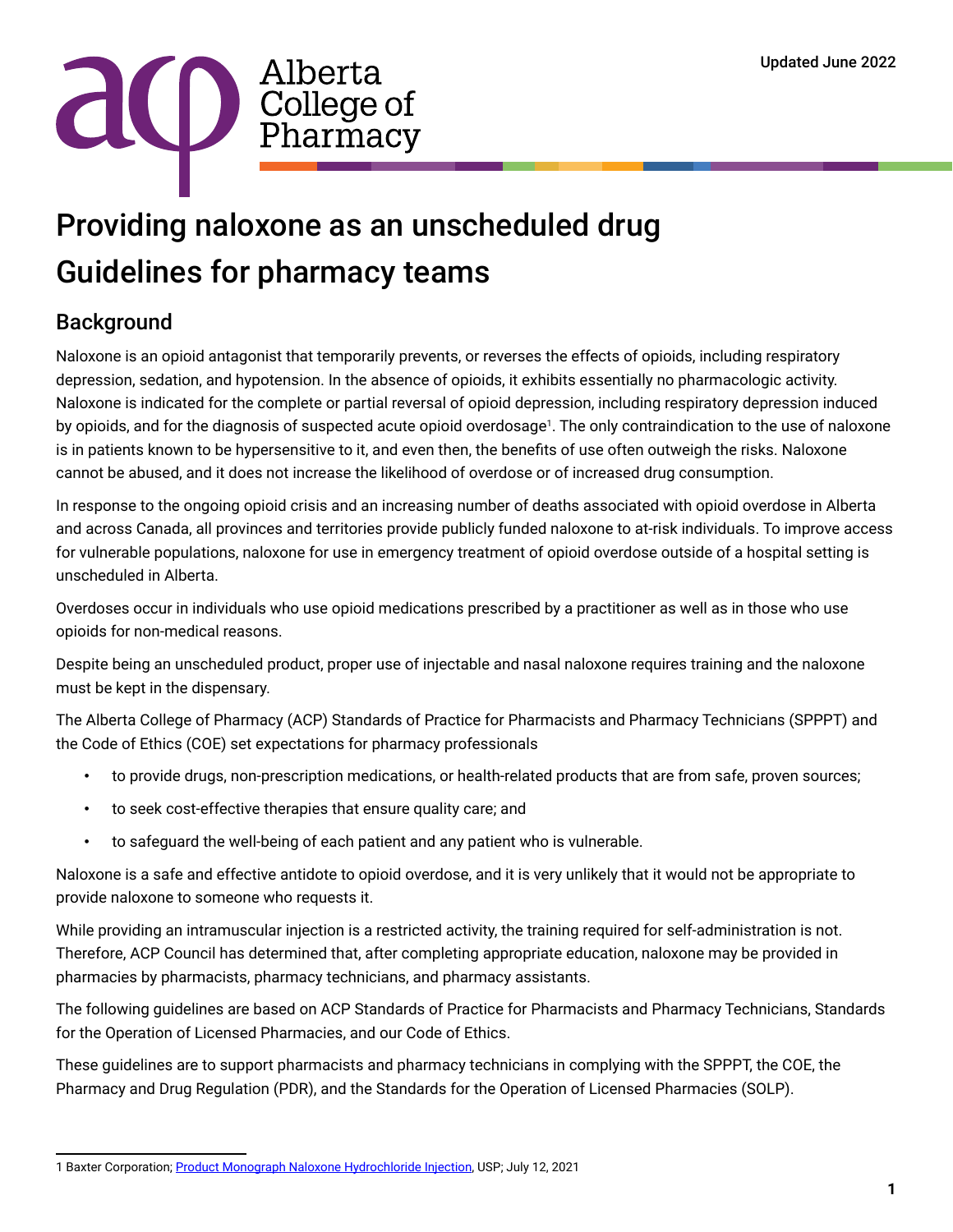Alberta College of Pharmacy

Updated June 2022

# Providing naloxone as an unscheduled drug Guidelines for pharmacy teams

## Background

Naloxone is an opioid antagonist that temporarily prevents, or reverses the effects of opioids, including respiratory depression, sedation, and hypotension. In the absence of opioids, it exhibits essentially no pharmacologic activity. Naloxone is indicated for the complete or partial reversal of opioid depression, including respiratory depression induced by opioids, and for the diagnosis of suspected acute opioid overdosage[1]. The only contraindication to the use of naloxone is in patients known to be hypersensitive to it, and even then, the benefits of use often outweigh the risks. Naloxone cannot be abused, and it does not increase the likelihood of overdose or of increased drug consumption.

In response to the ongoing opioid crisis and an increasing number of deaths associated with opioid overdose in Alberta and across Canada, all provinces and territories provide publicly funded naloxone to at-risk individuals. To improve access for vulnerable populations, naloxone for use in emergency treatment of opioid overdose outside of a hospital setting is unscheduled in Alberta.

Overdoses occur in individuals who use opioid medications prescribed by a practitioner as well as in those who use opioids for non-medical reasons.

Despite being an unscheduled product, proper use of injectable and nasal naloxone requires training and the naloxone must be kept in the dispensary.

The Alberta College of Pharmacy (ACP) Standards of Practice for Pharmacists and Pharmacy Technicians (SPPPT) and the Code of Ethics (COE) set expectations for pharmacy professionals

- to provide drugs, non-prescription medications, or health-related products that are from safe, proven sources;
- to seek cost-effective therapies that ensure quality care; and
- to safeguard the well-being of each patient and any patient who is vulnerable.

Naloxone is a safe and effective antidote to opioid overdose, and it is very unlikely that it would not be appropriate to provide naloxone to someone who requests it.

While providing an intramuscular injection is a restricted activity, the training required for self-administration is not. Therefore, ACP Council has determined that, after completing appropriate education, naloxone may be provided in pharmacies by pharmacists, pharmacy technicians, and pharmacy assistants.

The following guidelines are based on ACP Standards of Practice for Pharmacists and Pharmacy Technicians, Standards for the Operation of Licensed Pharmacies, and our Code of Ethics.

These guidelines are to support pharmacists and pharmacy technicians in complying with the SPPPT, the COE, the Pharmacy and Drug Regulation (PDR), and the Standards for the Operation of Licensed Pharmacies (SOLP).

---

[1] Baxter Corporation; Product Monograph Naloxone Hydrochloride Injection, USP; July 12, 2021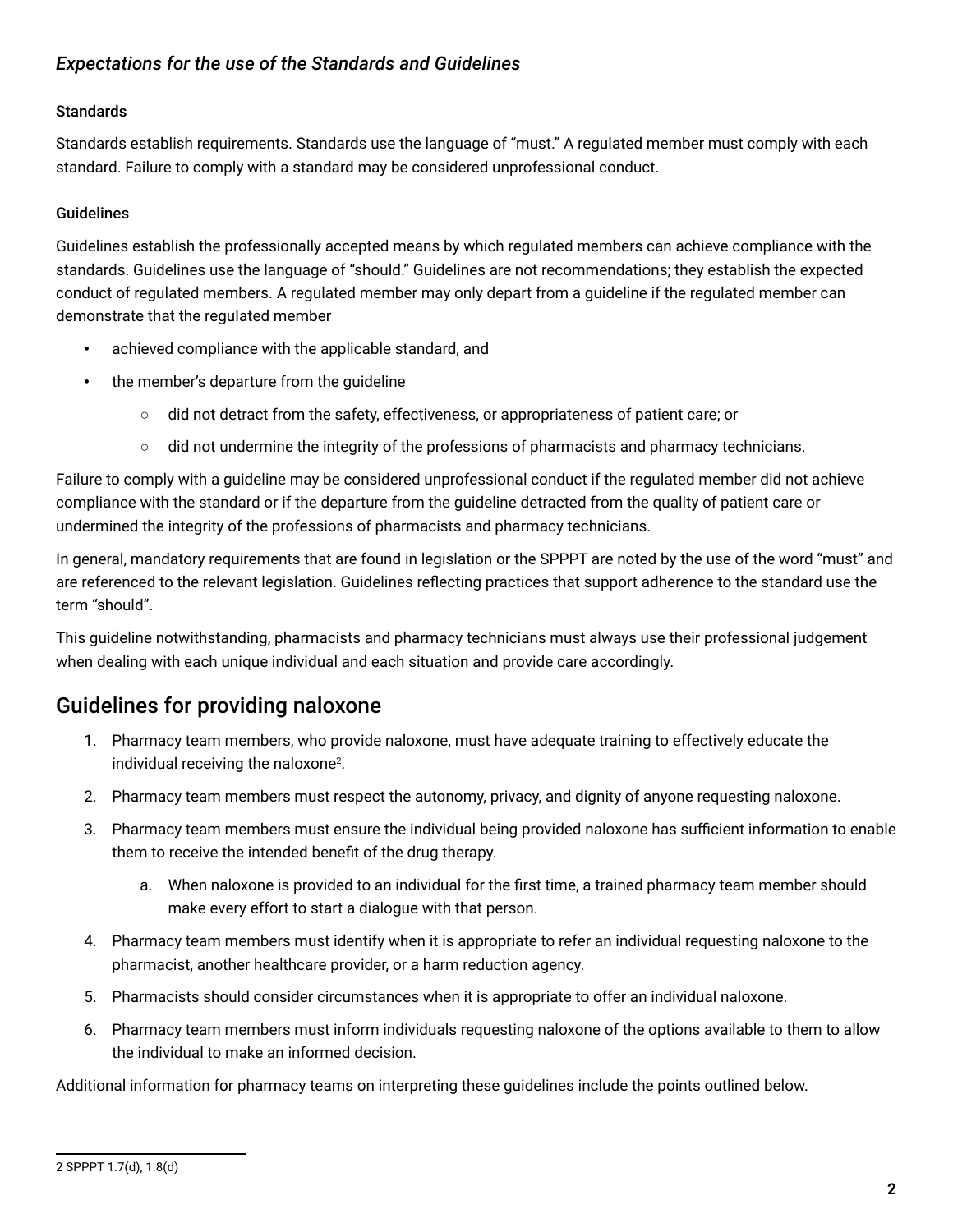### *Expectations for the use of the Standards and Guidelines*

#### Standards

Standards establish requirements. Standards use the language of "must." A regulated member must comply with each standard. Failure to comply with a standard may be considered unprofessional conduct.

#### Guidelines

Guidelines establish the professionally accepted means by which regulated members can achieve compliance with the standards. Guidelines use the language of "should." Guidelines are not recommendations; they establish the expected conduct of regulated members. A regulated member may only depart from a guideline if the regulated member can demonstrate that the regulated member

- achieved compliance with the applicable standard, and
- the member's departure from the guideline
  - did not detract from the safety, effectiveness, or appropriateness of patient care; or
  - did not undermine the integrity of the professions of pharmacists and pharmacy technicians.

Failure to comply with a guideline may be considered unprofessional conduct if the regulated member did not achieve compliance with the standard or if the departure from the guideline detracted from the quality of patient care or undermined the integrity of the professions of pharmacists and pharmacy technicians.

In general, mandatory requirements that are found in legislation or the SPPPT are noted by the use of the word "must" and are referenced to the relevant legislation. Guidelines reflecting practices that support adherence to the standard use the term "should".

This guideline notwithstanding, pharmacists and pharmacy technicians must always use their professional judgement when dealing with each unique individual and each situation and provide care accordingly.

## Guidelines for providing naloxone

1. Pharmacy team members, who provide naloxone, must have adequate training to effectively educate the individual receiving the naloxone[2].
2. Pharmacy team members must respect the autonomy, privacy, and dignity of anyone requesting naloxone.
3. Pharmacy team members must ensure the individual being provided naloxone has sufficient information to enable them to receive the intended benefit of the drug therapy.
   a. When naloxone is provided to an individual for the first time, a trained pharmacy team member should make every effort to start a dialogue with that person.
4. Pharmacy team members must identify when it is appropriate to refer an individual requesting naloxone to the pharmacist, another healthcare provider, or a harm reduction agency.
5. Pharmacists should consider circumstances when it is appropriate to offer an individual naloxone.
6. Pharmacy team members must inform individuals requesting naloxone of the options available to them to allow the individual to make an informed decision.

Additional information for pharmacy teams on interpreting these guidelines include the points outlined below.

---

2 SPPPT 1.7(d), 1.8(d)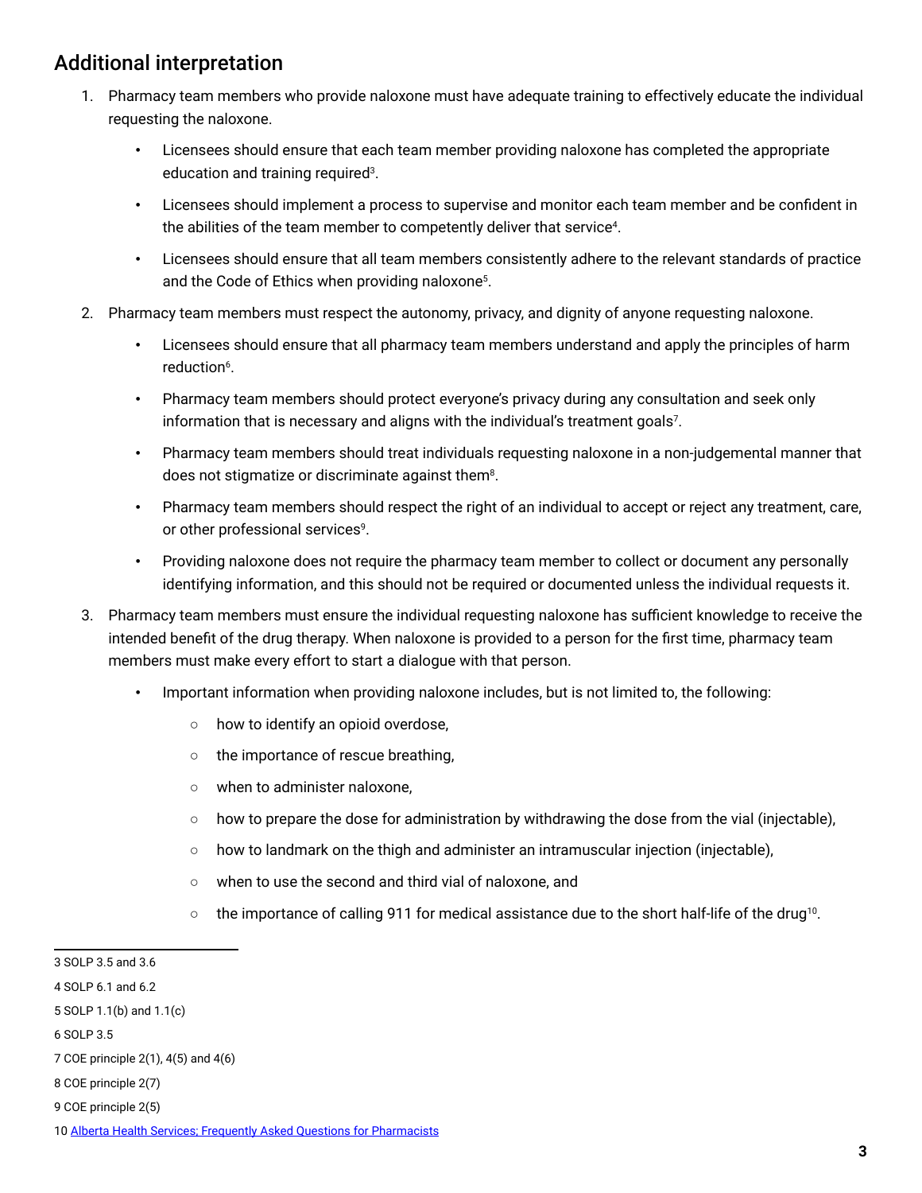## Additional interpretation

1. Pharmacy team members who provide naloxone must have adequate training to effectively educate the individual requesting the naloxone.
   - Licensees should ensure that each team member providing naloxone has completed the appropriate education and training required[3].
   - Licensees should implement a process to supervise and monitor each team member and be confident in the abilities of the team member to competently deliver that service[4].
   - Licensees should ensure that all team members consistently adhere to the relevant standards of practice and the Code of Ethics when providing naloxone[5].
2. Pharmacy team members must respect the autonomy, privacy, and dignity of anyone requesting naloxone.
   - Licensees should ensure that all pharmacy team members understand and apply the principles of harm reduction[6].
   - Pharmacy team members should protect everyone's privacy during any consultation and seek only information that is necessary and aligns with the individual's treatment goals[7].
   - Pharmacy team members should treat individuals requesting naloxone in a non-judgemental manner that does not stigmatize or discriminate against them[8].
   - Pharmacy team members should respect the right of an individual to accept or reject any treatment, care, or other professional services[9].
   - Providing naloxone does not require the pharmacy team member to collect or document any personally identifying information, and this should not be required or documented unless the individual requests it.
3. Pharmacy team members must ensure the individual requesting naloxone has sufficient knowledge to receive the intended benefit of the drug therapy. When naloxone is provided to a person for the first time, pharmacy team members must make every effort to start a dialogue with that person.
   - Important information when providing naloxone includes, but is not limited to, the following:
     - how to identify an opioid overdose,
     - the importance of rescue breathing,
     - when to administer naloxone,
     - how to prepare the dose for administration by withdrawing the dose from the vial (injectable),
     - how to landmark on the thigh and administer an intramuscular injection (injectable),
     - when to use the second and third vial of naloxone, and
     - the importance of calling 911 for medical assistance due to the short half-life of the drug[10].

---

3 SOLP 3.5 and 3.6

4 SOLP 6.1 and 6.2

5 SOLP 1.1(b) and 1.1(c)

6 SOLP 3.5

7 COE principle 2(1), 4(5) and 4(6)

8 COE principle 2(7)

9 COE principle 2(5)

10 Alberta Health Services; Frequently Asked Questions for Pharmacists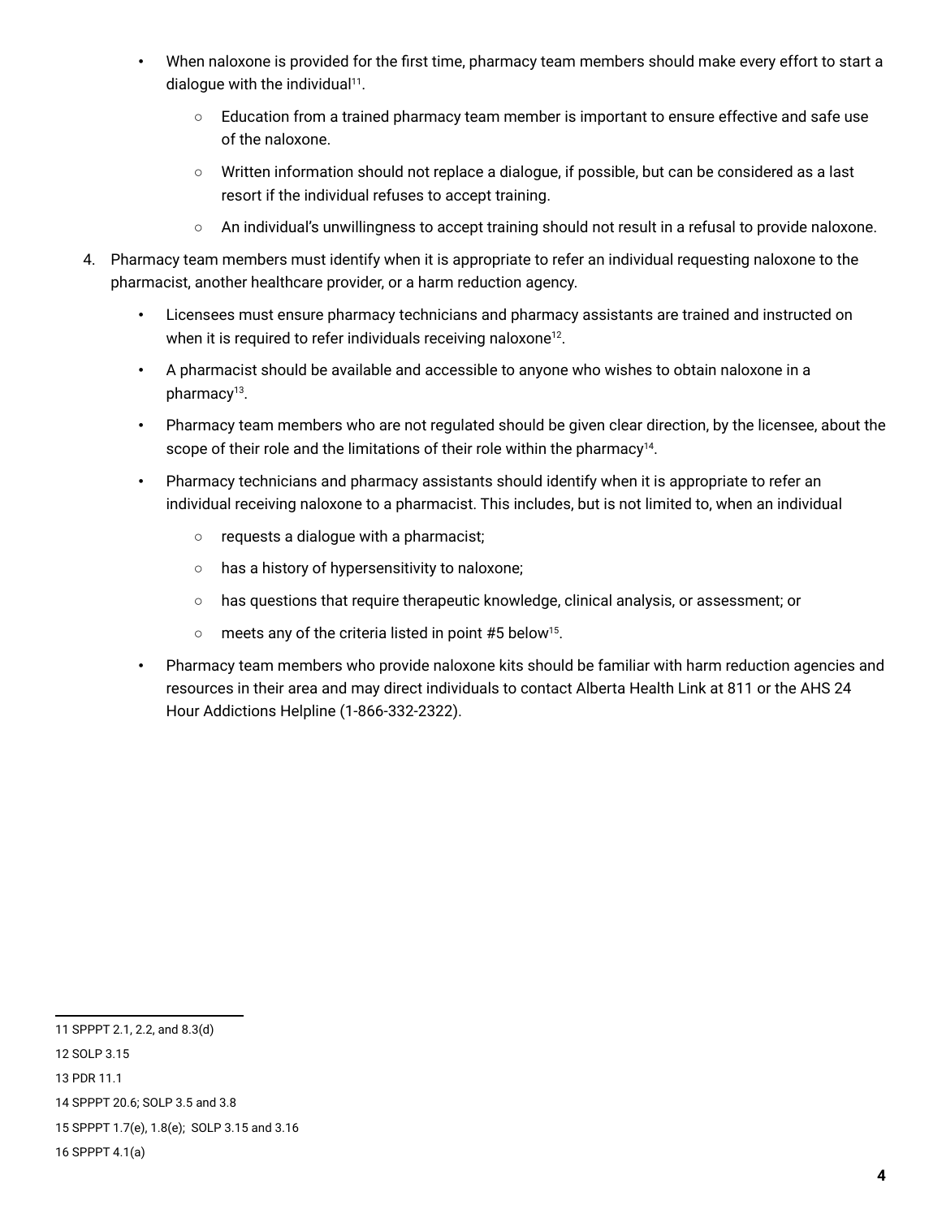- When naloxone is provided for the first time, pharmacy team members should make every effort to start a dialogue with the individual[11].
    - Education from a trained pharmacy team member is important to ensure effective and safe use of the naloxone.
    - Written information should not replace a dialogue, if possible, but can be considered as a last resort if the individual refuses to accept training.
    - An individual's unwillingness to accept training should not result in a refusal to provide naloxone.

4. Pharmacy team members must identify when it is appropriate to refer an individual requesting naloxone to the pharmacist, another healthcare provider, or a harm reduction agency.
    - Licensees must ensure pharmacy technicians and pharmacy assistants are trained and instructed on when it is required to refer individuals receiving naloxone[12].
    - A pharmacist should be available and accessible to anyone who wishes to obtain naloxone in a pharmacy[13].
    - Pharmacy team members who are not regulated should be given clear direction, by the licensee, about the scope of their role and the limitations of their role within the pharmacy[14].
    - Pharmacy technicians and pharmacy assistants should identify when it is appropriate to refer an individual receiving naloxone to a pharmacist. This includes, but is not limited to, when an individual
        - requests a dialogue with a pharmacist;
        - has a history of hypersensitivity to naloxone;
        - has questions that require therapeutic knowledge, clinical analysis, or assessment; or
        - meets any of the criteria listed in point #5 below[15].
    - Pharmacy team members who provide naloxone kits should be familiar with harm reduction agencies and resources in their area and may direct individuals to contact Alberta Health Link at 811 or the AHS 24 Hour Addictions Helpline (1-866-332-2322).

---

11 SPPPT 2.1, 2.2, and 8.3(d)

12 SOLP 3.15

13 PDR 11.1

14 SPPPT 20.6; SOLP 3.5 and 3.8

15 SPPPT 1.7(e), 1.8(e); SOLP 3.15 and 3.16

16 SPPPT 4.1(a)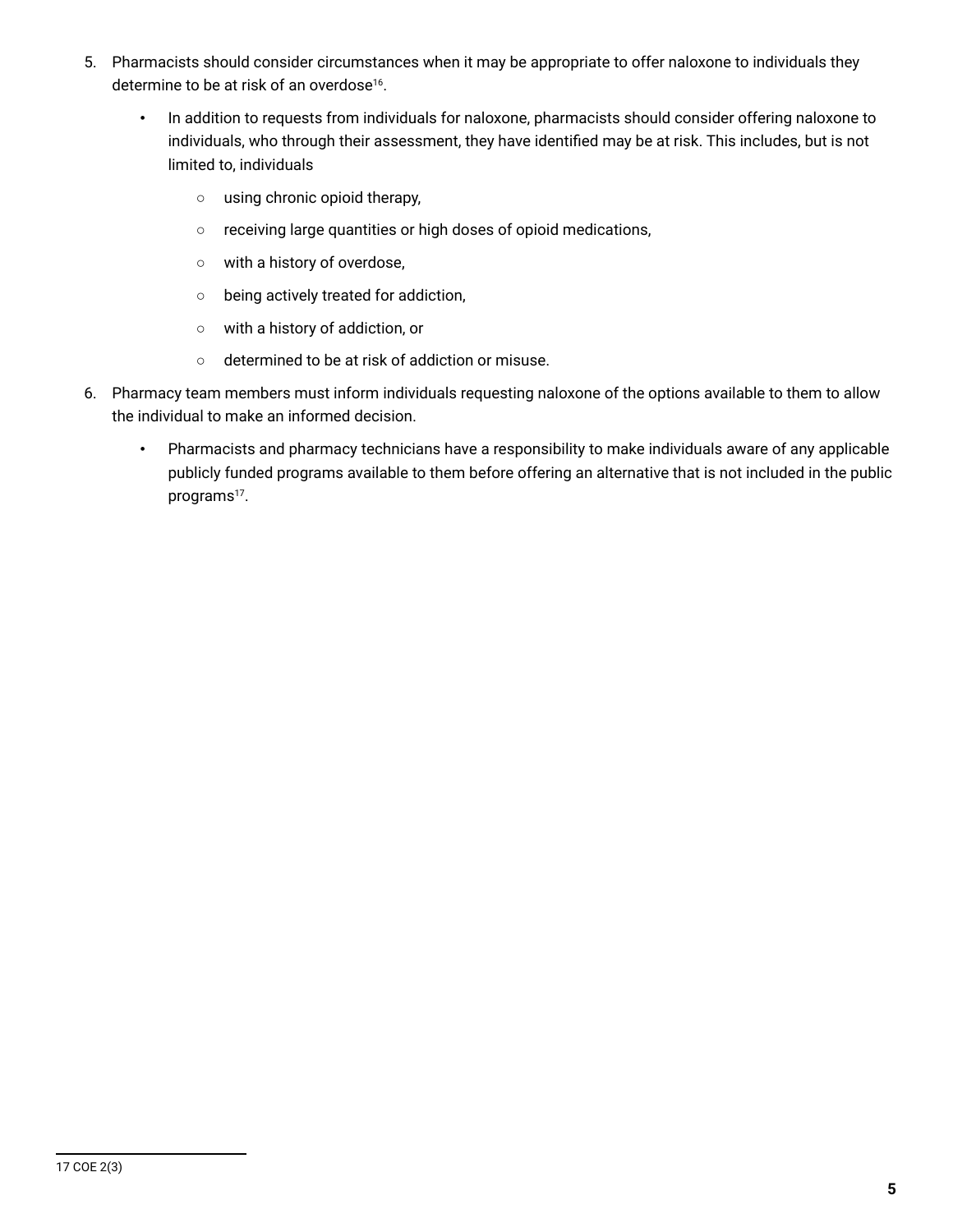5. Pharmacists should consider circumstances when it may be appropriate to offer naloxone to individuals they determine to be at risk of an overdose[16].

   - In addition to requests from individuals for naloxone, pharmacists should consider offering naloxone to individuals, who through their assessment, they have identified may be at risk. This includes, but is not limited to, individuals

     - using chronic opioid therapy,
     - receiving large quantities or high doses of opioid medications,
     - with a history of overdose,
     - being actively treated for addiction,
     - with a history of addiction, or
     - determined to be at risk of addiction or misuse.

6. Pharmacy team members must inform individuals requesting naloxone of the options available to them to allow the individual to make an informed decision.

   - Pharmacists and pharmacy technicians have a responsibility to make individuals aware of any applicable publicly funded programs available to them before offering an alternative that is not included in the public programs[17].

---

17 COE 2(3)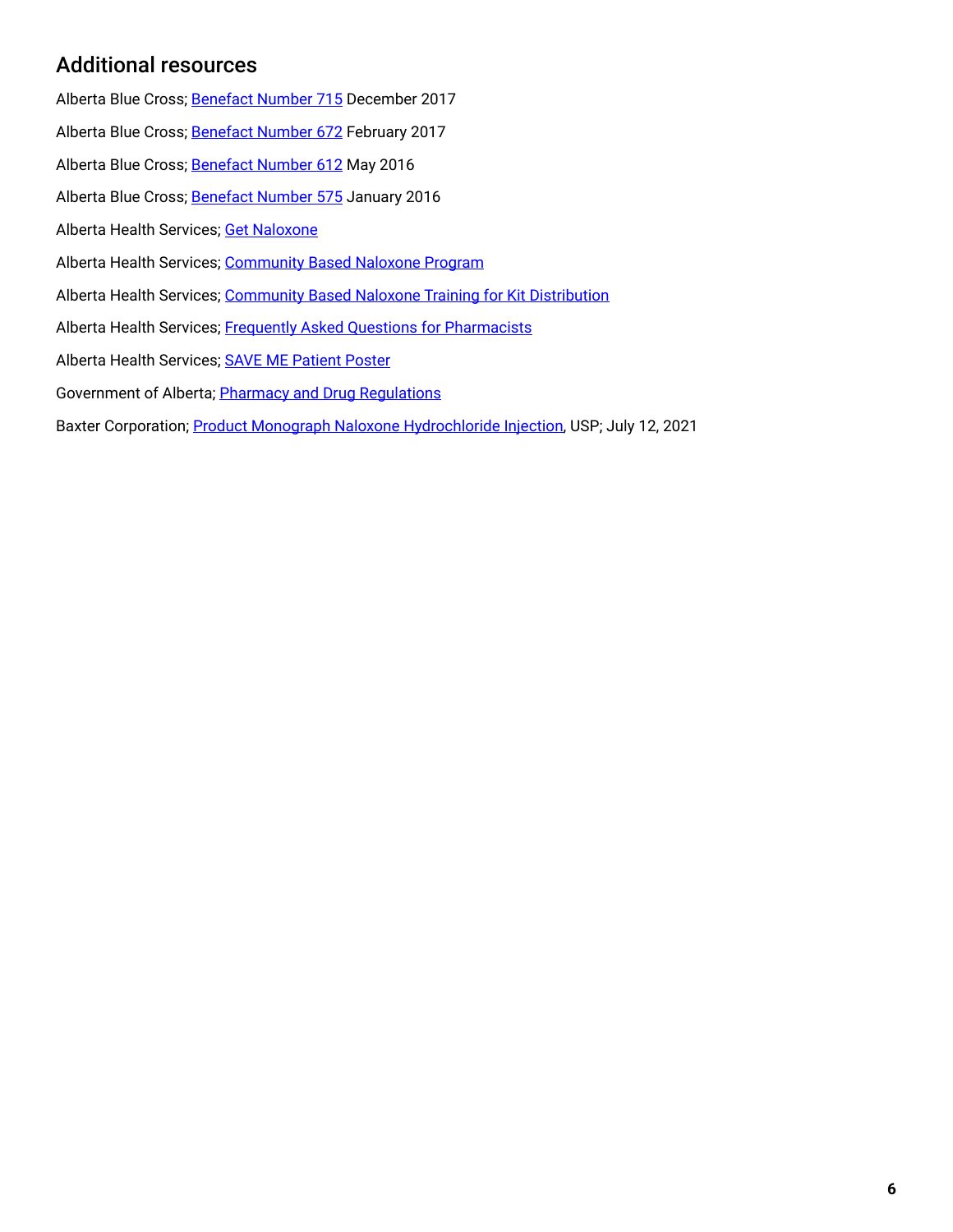## Additional resources

Alberta Blue Cross; Benefact Number 715 December 2017

Alberta Blue Cross; Benefact Number 672 February 2017

Alberta Blue Cross; Benefact Number 612 May 2016

Alberta Blue Cross; Benefact Number 575 January 2016

Alberta Health Services; Get Naloxone

Alberta Health Services; Community Based Naloxone Program

Alberta Health Services; Community Based Naloxone Training for Kit Distribution

Alberta Health Services; Frequently Asked Questions for Pharmacists

Alberta Health Services; SAVE ME Patient Poster

Government of Alberta; Pharmacy and Drug Regulations

Baxter Corporation; Product Monograph Naloxone Hydrochloride Injection, USP; July 12, 2021